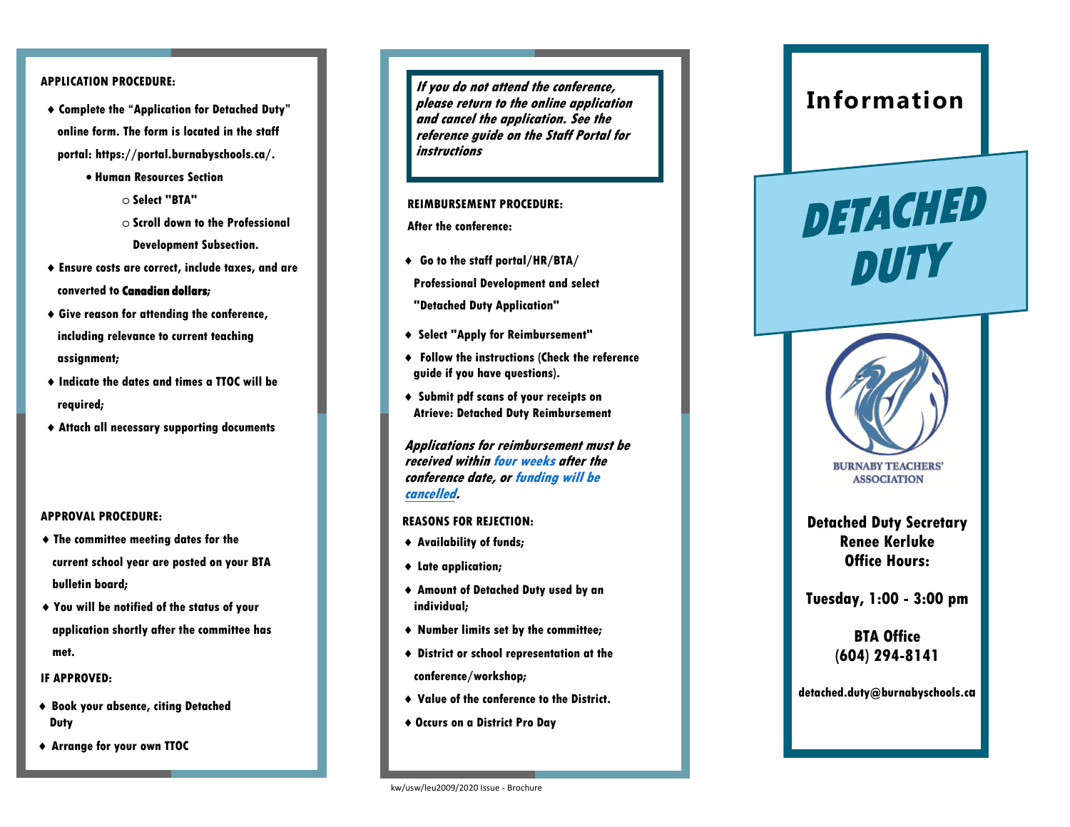## APPLICATION PROCEDURE:

- Complete the "Application for Detached Duty" online form. The form is located in the staff portal: https://portal.burnabyschools.ca/.
  - Human Resources Section
    - Select "BTA"
    - Scroll down to the Professional Development Subsection.
- Ensure costs are correct, include taxes, and are converted to **Canadian dollars**;
- Give reason for attending the conference, including relevance to current teaching assignment;
- Indicate the dates and times a TTOC will be required;
- Attach all necessary supporting documents

## APPROVAL PROCEDURE:

- The committee meeting dates for the current school year are posted on your BTA bulletin board;
- You will be notified of the status of your application shortly after the committee has met.

## IF APPROVED:

- Book your absence, citing Detached Duty
- Arrange for your own TTOC

***If you do not attend the conference, please return to the online application and cancel the application. See the reference guide on the Staff Portal for instructions***

## REIMBURSEMENT PROCEDURE:

After the conference:

- Go to the staff portal/HR/BTA/ Professional Development and select "Detached Duty Application"
- Select "Apply for Reimbursement"
- Follow the instructions (Check the reference guide if you have questions).
- Submit pdf scans of your receipts on Atrieve: Detached Duty Reimbursement

***Applications for reimbursement must be received within four weeks after the conference date, or funding will be cancelled.***

## REASONS FOR REJECTION:

- Availability of funds;
- Late application;
- Amount of Detached Duty used by an individual;
- Number limits set by the committee;
- District or school representation at the conference/workshop;
- Value of the conference to the District.
- Occurs on a District Pro Day

kw/usw/leu2009/2020 Issue - Brochure

# Information

# DETACHED DUTY

BURNABY TEACHERS' ASSOCIATION

**Detached Duty Secretary**
**Renee Kerluke**
**Office Hours:**

**Tuesday, 1:00 - 3:00 pm**

**BTA Office**
**(604) 294-8141**

**detached.duty@burnabyschools.ca**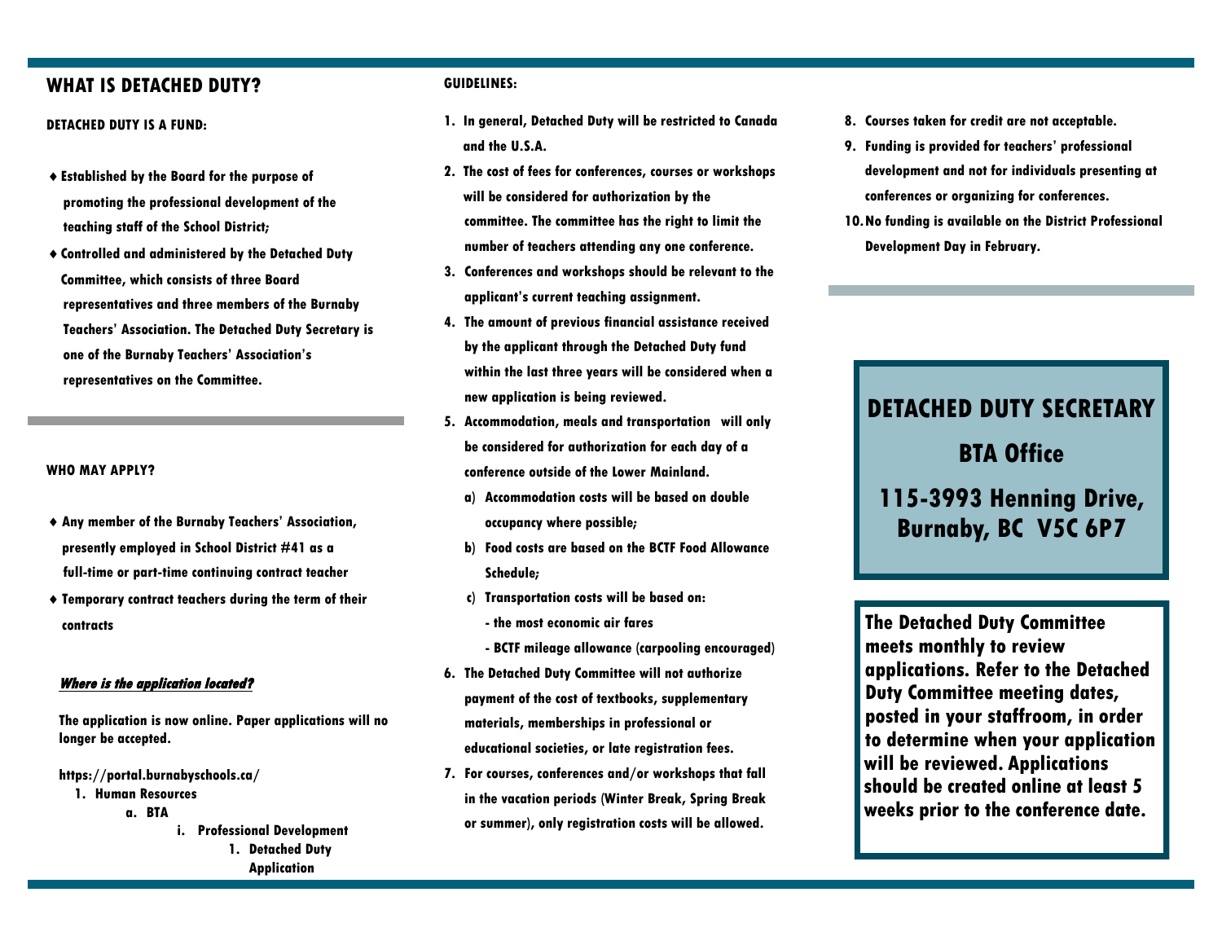## WHAT IS DETACHED DUTY?

**DETACHED DUTY IS A FUND:**

- **Established by the Board for the purpose of promoting the professional development of the teaching staff of the School District;**
- **Controlled and administered by the Detached Duty Committee, which consists of three Board representatives and three members of the Burnaby Teachers' Association. The Detached Duty Secretary is one of the Burnaby Teachers' Association's representatives on the Committee.**

**WHO MAY APPLY?**

- **Any member of the Burnaby Teachers' Association, presently employed in School District #41 as a full-time or part-time continuing contract teacher**
- **Temporary contract teachers during the term of their contracts**

***Where is the application located?***

**The application is now online. Paper applications will no longer be accepted.**

**https://portal.burnabyschools.ca/**

1. **Human Resources**
   a. **BTA**
      i. **Professional Development**
         1. **Detached Duty Application**

**GUIDELINES:**

1. **In general, Detached Duty will be restricted to Canada and the U.S.A.**
2. **The cost of fees for conferences, courses or workshops will be considered for authorization by the committee. The committee has the right to limit the number of teachers attending any one conference.**
3. **Conferences and workshops should be relevant to the applicant's current teaching assignment.**
4. **The amount of previous financial assistance received by the applicant through the Detached Duty fund within the last three years will be considered when a new application is being reviewed.**
5. **Accommodation, meals and transportation will only be considered for authorization for each day of a conference outside of the Lower Mainland.**
   a) **Accommodation costs will be based on double occupancy where possible;**
   b) **Food costs are based on the BCTF Food Allowance Schedule;**
   c) **Transportation costs will be based on:**
      **- the most economic air fares**
      **- BCTF mileage allowance (carpooling encouraged)**
6. **The Detached Duty Committee will not authorize payment of the cost of textbooks, supplementary materials, memberships in professional or educational societies, or late registration fees.**
7. **For courses, conferences and/or workshops that fall in the vacation periods (Winter Break, Spring Break or summer), only registration costs will be allowed.**
8. **Courses taken for credit are not acceptable.**
9. **Funding is provided for teachers' professional development and not for individuals presenting at conferences or organizing for conferences.**
10. **No funding is available on the District Professional Development Day in February.**

## DETACHED DUTY SECRETARY

## BTA Office

## 115-3993 Henning Drive, Burnaby, BC V5C 6P7

**The Detached Duty Committee meets monthly to review applications. Refer to the Detached Duty Committee meeting dates, posted in your staffroom, in order to determine when your application will be reviewed. Applications should be created online at least 5 weeks prior to the conference date.**